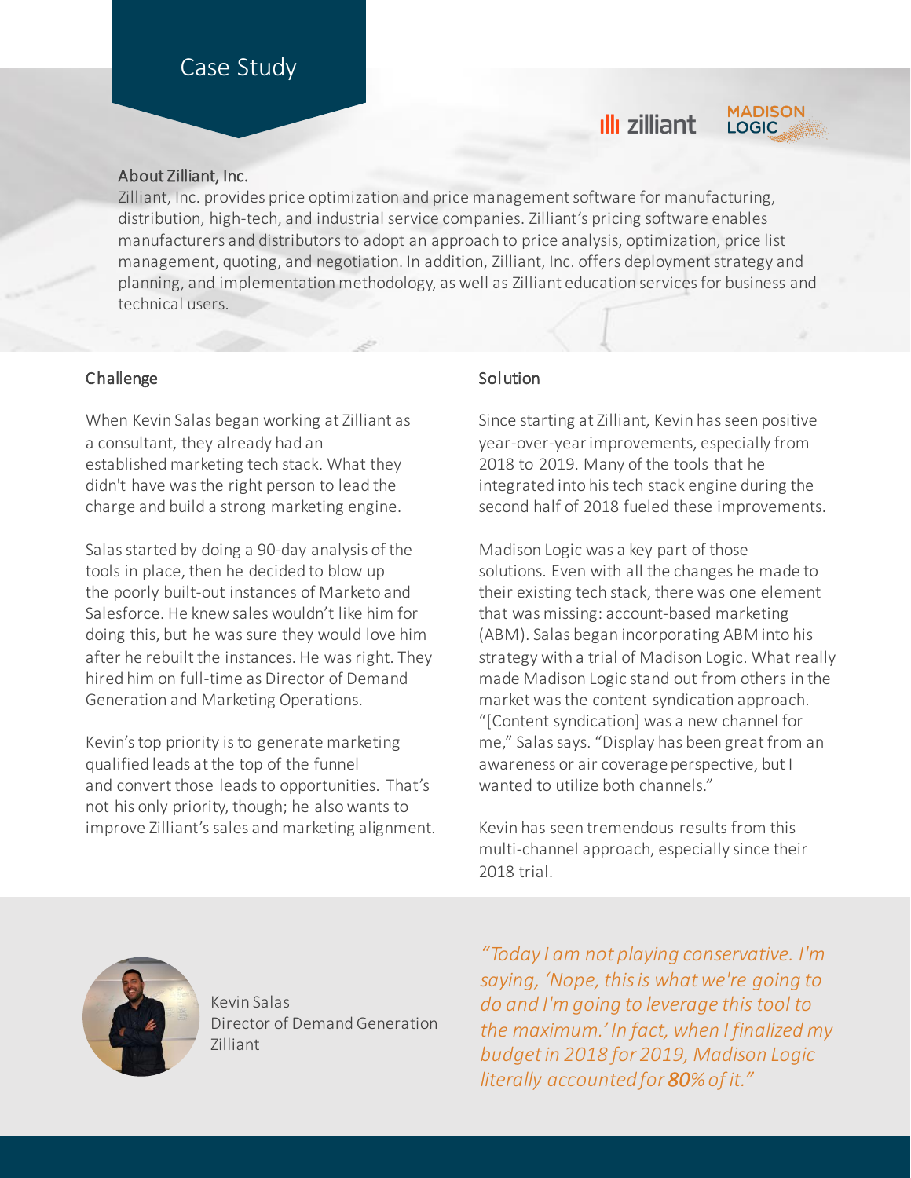# Case Study

## About Zilliant, Inc.

Zilliant, Inc. provides price optimization and price management software for manufacturing, distribution, high-tech, and industrial service companies. Zilliant's pricing software enables manufacturers and distributors to adopt an approach to price analysis, optimization, price list management, quoting, and negotiation. In addition, Zilliant, Inc. offers deployment strategy and planning, and implementation methodology, as well as Zilliant education services for business and technical users.

## Challenge

When Kevin Salas began working at Zilliant as a consultant, they already had an established marketing tech stack. What they didn't have was the right person to lead the charge and build a strong marketing engine.

Salas started by doing a 90-day analysis of the tools in place, then he decided to blow up the poorly built-out instances of Marketo and Salesforce. He knew sales wouldn't like him for doing this, but he was sure they would love him after he rebuilt the instances. He was right. They hired him on full-time as Director of Demand Generation and Marketing Operations.

Kevin's top priority is to generate marketing qualified leads at the top of the funnel and convert those leads to opportunities. That's not his only priority, though; he also wants to improve Zilliant's sales and marketing alignment.

## Solution

Since starting at Zilliant, Kevin has seen positive year-over-year improvements, especially from 2018 to 2019. Many of the tools that he integrated into his tech stack engine during the second half of 2018 fueled these improvements.

Madison Logic was a key part of those solutions. Even with all the changes he made to their existing tech stack, there was one element that was missing: account-based marketing (ABM). Salas began incorporating ABM into his strategy with a trial of Madison Logic. What really made Madison Logic stand out from others in the market was the content syndication approach. "[Content syndication] was a new channel for me," Salas says. "Display has been great from an awareness or air coverage perspective, but I wanted to utilize both channels."

Kevin has seen tremendous results from this multi-channel approach, especially since their 2018 trial.

Kevin Salas
Director of Demand Generation
Zilliant

*"Today I am not playing conservative. I'm saying, 'Nope, this is what we're going to do and I'm going to leverage this tool to the maximum.' In fact, when I finalized my budget in 2018 for 2019, Madison Logic literally accounted for **80%** of it."*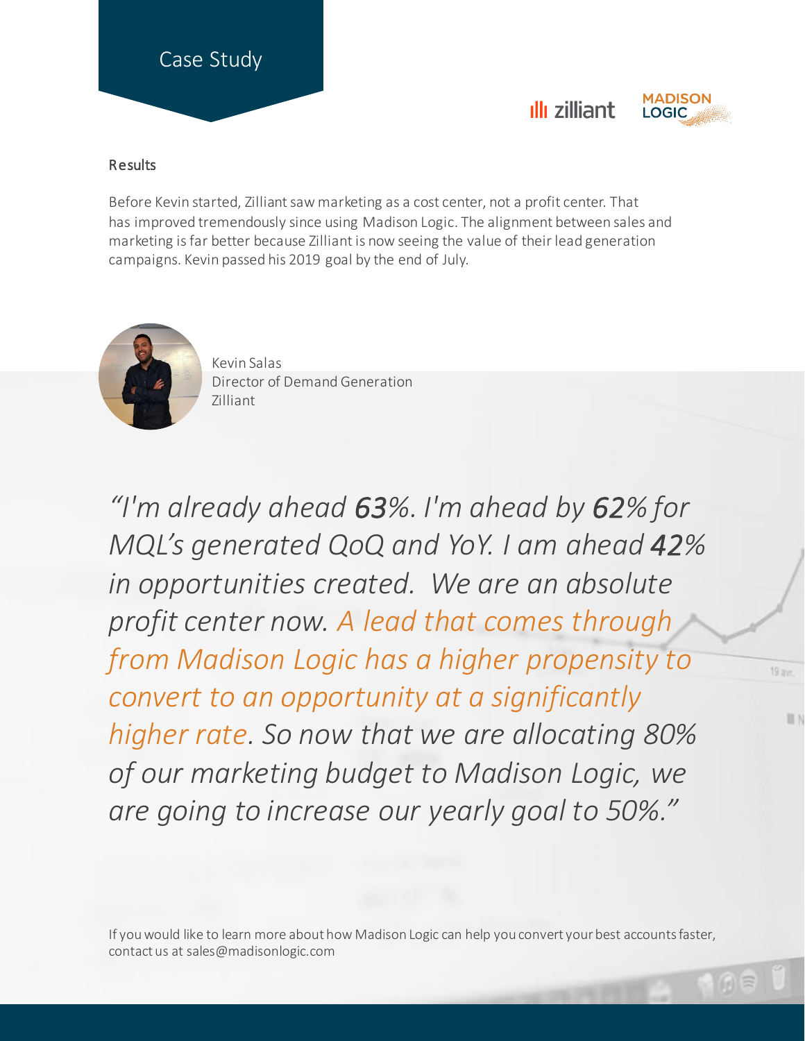Case Study

## Results

Before Kevin started, Zilliant saw marketing as a cost center, not a profit center. That has improved tremendously since using Madison Logic. The alignment between sales and marketing is far better because Zilliant is now seeing the value of their lead generation campaigns. Kevin passed his 2019 goal by the end of July.

Kevin Salas
Director of Demand Generation
Zilliant

*"I'm already ahead **63**%. I'm ahead by **62**% for MQL's generated QoQ and YoY. I am ahead **42**% in opportunities created. We are an absolute profit center now. A lead that comes through from Madison Logic has a higher propensity to convert to an opportunity at a significantly higher rate. So now that we are allocating 80% of our marketing budget to Madison Logic, we are going to increase our yearly goal to 50%."*

If you would like to learn more about how Madison Logic can help you convert your best accounts faster, contact us at sales@madisonlogic.com